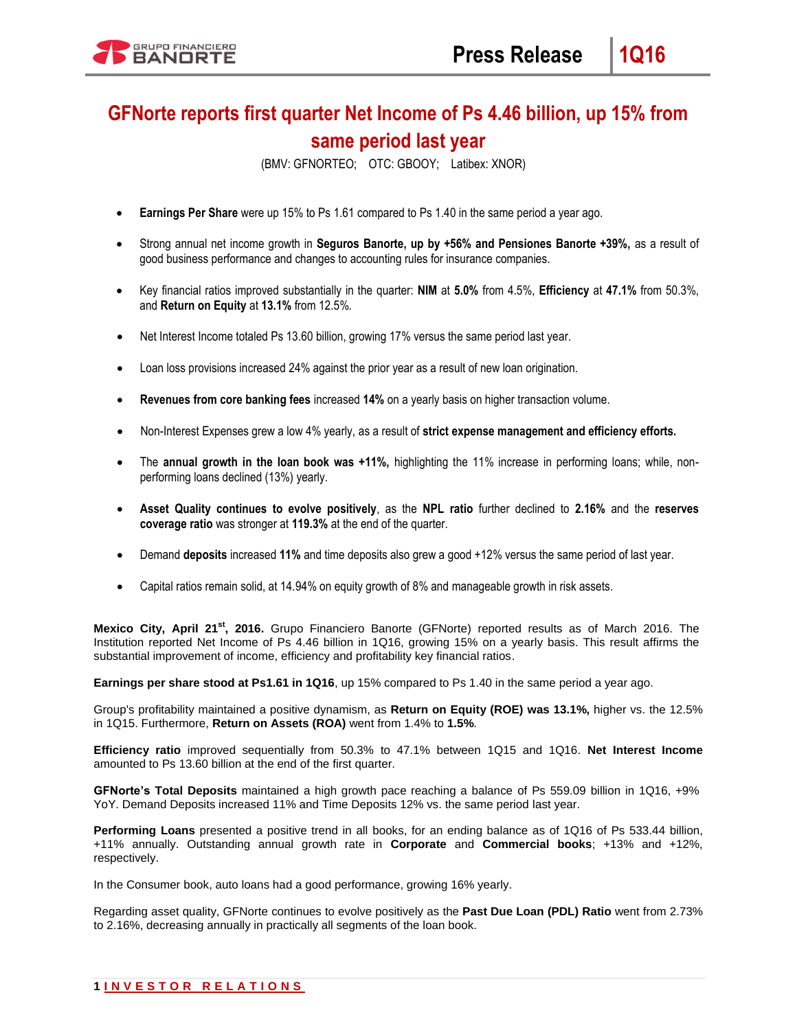# GFNorte reports first quarter Net Income of Ps 4.46 billion, up 15% from same period last year

(BMV: GFNORTEO; OTC: GBOOY; Latibex: XNOR)

- **Earnings Per Share** were up 15% to Ps 1.61 compared to Ps 1.40 in the same period a year ago.
- Strong annual net income growth in **Seguros Banorte, up by +56% and Pensiones Banorte +39%,** as a result of good business performance and changes to accounting rules for insurance companies.
- Key financial ratios improved substantially in the quarter: **NIM** at **5.0%** from 4.5%, **Efficiency** at **47.1%** from 50.3%, and **Return on Equity** at **13.1%** from 12.5%.
- Net Interest Income totaled Ps 13.60 billion, growing 17% versus the same period last year.
- Loan loss provisions increased 24% against the prior year as a result of new loan origination.
- **Revenues from core banking fees** increased **14%** on a yearly basis on higher transaction volume.
- Non-Interest Expenses grew a low 4% yearly, as a result of **strict expense management and efficiency efforts.**
- The **annual growth in the loan book was +11%,** highlighting the 11% increase in performing loans; while, non-performing loans declined (13%) yearly.
- **Asset Quality continues to evolve positively**, as the **NPL ratio** further declined to **2.16%** and the **reserves coverage ratio** was stronger at **119.3%** at the end of the quarter.
- Demand **deposits** increased **11%** and time deposits also grew a good +12% versus the same period of last year.
- Capital ratios remain solid, at 14.94% on equity growth of 8% and manageable growth in risk assets.

**Mexico City, April 21st, 2016.** Grupo Financiero Banorte (GFNorte) reported results as of March 2016. The Institution reported Net Income of Ps 4.46 billion in 1Q16, growing 15% on a yearly basis. This result affirms the substantial improvement of income, efficiency and profitability key financial ratios.

**Earnings per share stood at Ps1.61 in 1Q16**, up 15% compared to Ps 1.40 in the same period a year ago.

Group's profitability maintained a positive dynamism, as **Return on Equity (ROE) was 13.1%,** higher vs. the 12.5% in 1Q15. Furthermore, **Return on Assets (ROA)** went from 1.4% to **1.5%**.

**Efficiency ratio** improved sequentially from 50.3% to 47.1% between 1Q15 and 1Q16. **Net Interest Income** amounted to Ps 13.60 billion at the end of the first quarter.

**GFNorte's Total Deposits** maintained a high growth pace reaching a balance of Ps 559.09 billion in 1Q16, +9% YoY. Demand Deposits increased 11% and Time Deposits 12% vs. the same period last year.

**Performing Loans** presented a positive trend in all books, for an ending balance as of 1Q16 of Ps 533.44 billion, +11% annually. Outstanding annual growth rate in **Corporate** and **Commercial books**; +13% and +12%, respectively.

In the Consumer book, auto loans had a good performance, growing 16% yearly.

Regarding asset quality, GFNorte continues to evolve positively as the **Past Due Loan (PDL) Ratio** went from 2.73% to 2.16%, decreasing annually in practically all segments of the loan book.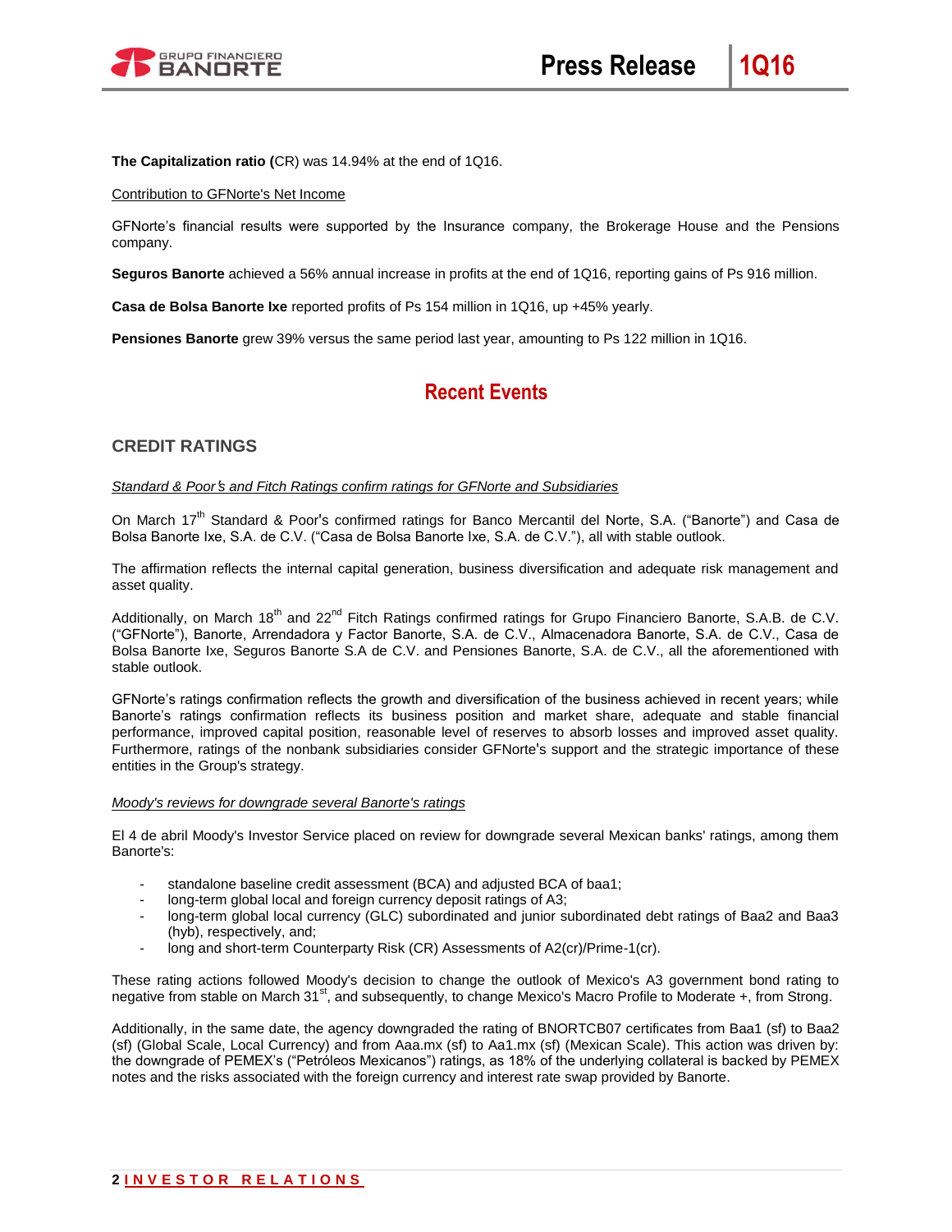**The Capitalization ratio (**CR) was 14.94% at the end of 1Q16.

Contribution to GFNorte's Net Income

GFNorte's financial results were supported by the Insurance company, the Brokerage House and the Pensions company.

**Seguros Banorte** achieved a 56% annual increase in profits at the end of 1Q16, reporting gains of Ps 916 million.

**Casa de Bolsa Banorte Ixe** reported profits of Ps 154 million in 1Q16, up +45% yearly.

**Pensiones Banorte** grew 39% versus the same period last year, amounting to Ps 122 million in 1Q16.

# Recent Events

## CREDIT RATINGS

*Standard & Poor's and Fitch Ratings confirm ratings for GFNorte and Subsidiaries*

On March 17th Standard & Poor's confirmed ratings for Banco Mercantil del Norte, S.A. ("Banorte") and Casa de Bolsa Banorte Ixe, S.A. de C.V. ("Casa de Bolsa Banorte Ixe, S.A. de C.V."), all with stable outlook.

The affirmation reflects the internal capital generation, business diversification and adequate risk management and asset quality.

Additionally, on March 18th and 22nd Fitch Ratings confirmed ratings for Grupo Financiero Banorte, S.A.B. de C.V. ("GFNorte"), Banorte, Arrendadora y Factor Banorte, S.A. de C.V., Almacenadora Banorte, S.A. de C.V., Casa de Bolsa Banorte Ixe, Seguros Banorte S.A de C.V. and Pensiones Banorte, S.A. de C.V., all the aforementioned with stable outlook.

GFNorte's ratings confirmation reflects the growth and diversification of the business achieved in recent years; while Banorte's ratings confirmation reflects its business position and market share, adequate and stable financial performance, improved capital position, reasonable level of reserves to absorb losses and improved asset quality. Furthermore, ratings of the nonbank subsidiaries consider GFNorte's support and the strategic importance of these entities in the Group's strategy.

*Moody's reviews for downgrade several Banorte's ratings*

El 4 de abril Moody's Investor Service placed on review for downgrade several Mexican banks' ratings, among them Banorte's:

- standalone baseline credit assessment (BCA) and adjusted BCA of baa1;
- long-term global local and foreign currency deposit ratings of A3;
- long-term global local currency (GLC) subordinated and junior subordinated debt ratings of Baa2 and Baa3 (hyb), respectively, and;
- long and short-term Counterparty Risk (CR) Assessments of A2(cr)/Prime-1(cr).

These rating actions followed Moody's decision to change the outlook of Mexico's A3 government bond rating to negative from stable on March 31st, and subsequently, to change Mexico's Macro Profile to Moderate +, from Strong.

Additionally, in the same date, the agency downgraded the rating of BNORTCB07 certificates from Baa1 (sf) to Baa2 (sf) (Global Scale, Local Currency) and from Aaa.mx (sf) to Aa1.mx (sf) (Mexican Scale). This action was driven by: the downgrade of PEMEX's ("Petróleos Mexicanos") ratings, as 18% of the underlying collateral is backed by PEMEX notes and the risks associated with the foreign currency and interest rate swap provided by Banorte.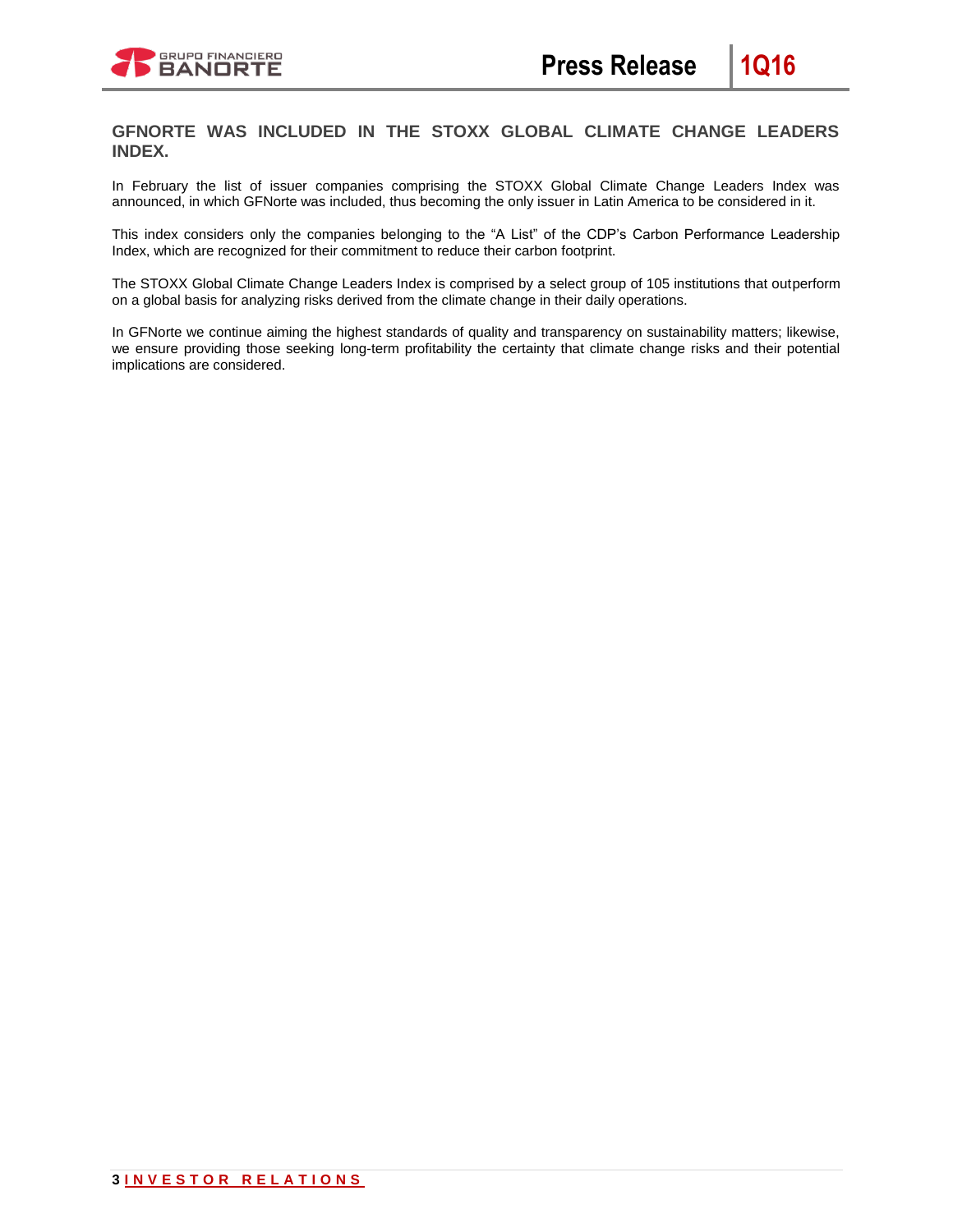## GFNORTE WAS INCLUDED IN THE STOXX GLOBAL CLIMATE CHANGE LEADERS INDEX.

In February the list of issuer companies comprising the STOXX Global Climate Change Leaders Index was announced, in which GFNorte was included, thus becoming the only issuer in Latin America to be considered in it.

This index considers only the companies belonging to the "A List" of the CDP's Carbon Performance Leadership Index, which are recognized for their commitment to reduce their carbon footprint.

The STOXX Global Climate Change Leaders Index is comprised by a select group of 105 institutions that outperform on a global basis for analyzing risks derived from the climate change in their daily operations.

In GFNorte we continue aiming the highest standards of quality and transparency on sustainability matters; likewise, we ensure providing those seeking long-term profitability the certainty that climate change risks and their potential implications are considered.